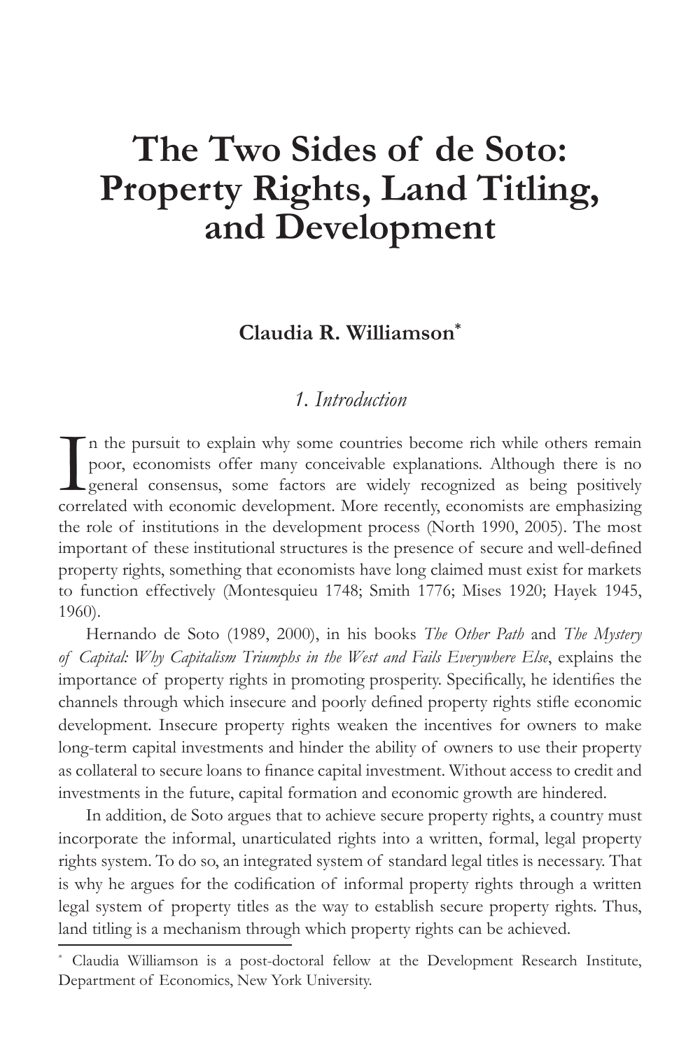# The Two Sides of de Soto: Property Rights, Land Titling, and Development

**Claudia R. Williamson***

## 1. Introduction

In the pursuit to explain why some countries become rich while others remain poor, economists offer many conceivable explanations. Although there is no general consensus, some factors are widely recognized as being positively correlated with economic development. More recently, economists are emphasizing the role of institutions in the development process (North 1990, 2005). The most important of these institutional structures is the presence of secure and well-defined property rights, something that economists have long claimed must exist for markets to function effectively (Montesquieu 1748; Smith 1776; Mises 1920; Hayek 1945, 1960).

Hernando de Soto (1989, 2000), in his books *The Other Path* and *The Mystery of Capital: Why Capitalism Triumphs in the West and Fails Everywhere Else*, explains the importance of property rights in promoting prosperity. Specifically, he identifies the channels through which insecure and poorly defined property rights stifle economic development. Insecure property rights weaken the incentives for owners to make long-term capital investments and hinder the ability of owners to use their property as collateral to secure loans to finance capital investment. Without access to credit and investments in the future, capital formation and economic growth are hindered.

In addition, de Soto argues that to achieve secure property rights, a country must incorporate the informal, unarticulated rights into a written, formal, legal property rights system. To do so, an integrated system of standard legal titles is necessary. That is why he argues for the codification of informal property rights through a written legal system of property titles as the way to establish secure property rights. Thus, land titling is a mechanism through which property rights can be achieved.

---

* Claudia Williamson is a post-doctoral fellow at the Development Research Institute, Department of Economics, New York University.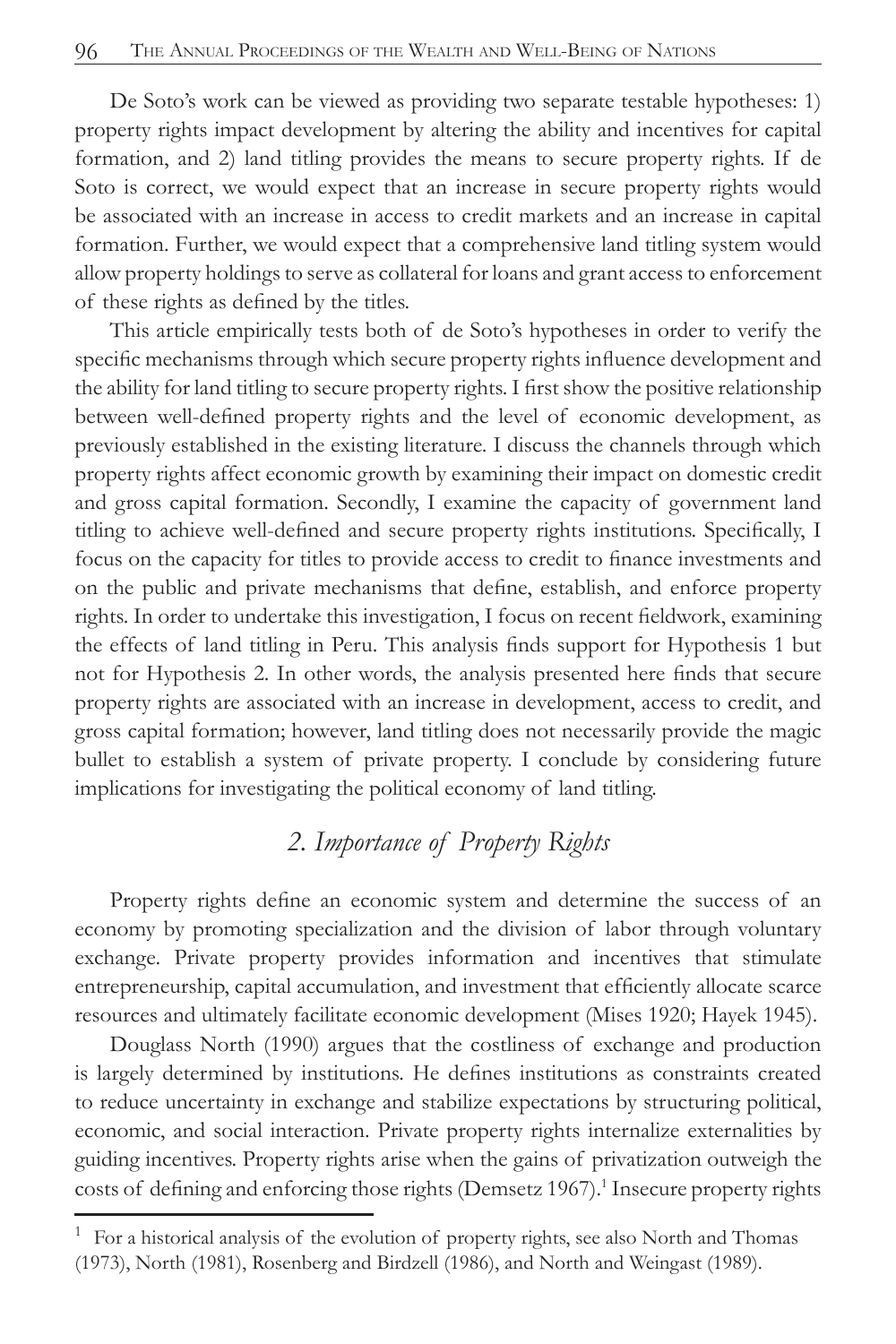De Soto's work can be viewed as providing two separate testable hypotheses: 1) property rights impact development by altering the ability and incentives for capital formation, and 2) land titling provides the means to secure property rights. If de Soto is correct, we would expect that an increase in secure property rights would be associated with an increase in access to credit markets and an increase in capital formation. Further, we would expect that a comprehensive land titling system would allow property holdings to serve as collateral for loans and grant access to enforcement of these rights as defined by the titles.

This article empirically tests both of de Soto's hypotheses in order to verify the specific mechanisms through which secure property rights influence development and the ability for land titling to secure property rights. I first show the positive relationship between well-defined property rights and the level of economic development, as previously established in the existing literature. I discuss the channels through which property rights affect economic growth by examining their impact on domestic credit and gross capital formation. Secondly, I examine the capacity of government land titling to achieve well-defined and secure property rights institutions. Specifically, I focus on the capacity for titles to provide access to credit to finance investments and on the public and private mechanisms that define, establish, and enforce property rights. In order to undertake this investigation, I focus on recent fieldwork, examining the effects of land titling in Peru. This analysis finds support for Hypothesis 1 but not for Hypothesis 2. In other words, the analysis presented here finds that secure property rights are associated with an increase in development, access to credit, and gross capital formation; however, land titling does not necessarily provide the magic bullet to establish a system of private property. I conclude by considering future implications for investigating the political economy of land titling.

## *2. Importance of Property Rights*

Property rights define an economic system and determine the success of an economy by promoting specialization and the division of labor through voluntary exchange. Private property provides information and incentives that stimulate entrepreneurship, capital accumulation, and investment that efficiently allocate scarce resources and ultimately facilitate economic development (Mises 1920; Hayek 1945).

Douglass North (1990) argues that the costliness of exchange and production is largely determined by institutions. He defines institutions as constraints created to reduce uncertainty in exchange and stabilize expectations by structuring political, economic, and social interaction. Private property rights internalize externalities by guiding incentives. Property rights arise when the gains of privatization outweigh the costs of defining and enforcing those rights (Demsetz 1967).[1] Insecure property rights

[1] For a historical analysis of the evolution of property rights, see also North and Thomas (1973), North (1981), Rosenberg and Birdzell (1986), and North and Weingast (1989).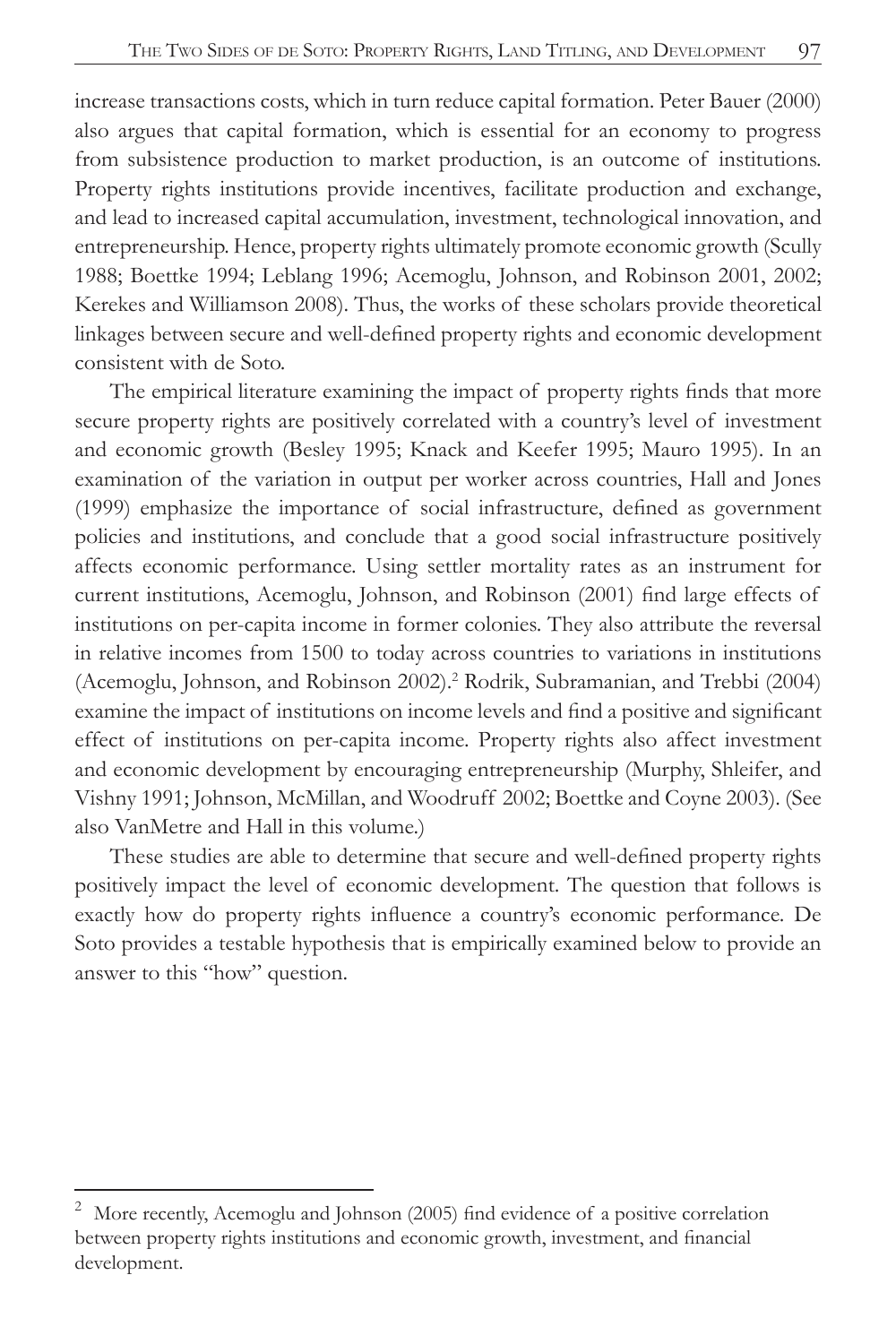increase transactions costs, which in turn reduce capital formation. Peter Bauer (2000) also argues that capital formation, which is essential for an economy to progress from subsistence production to market production, is an outcome of institutions. Property rights institutions provide incentives, facilitate production and exchange, and lead to increased capital accumulation, investment, technological innovation, and entrepreneurship. Hence, property rights ultimately promote economic growth (Scully 1988; Boettke 1994; Leblang 1996; Acemoglu, Johnson, and Robinson 2001, 2002; Kerekes and Williamson 2008). Thus, the works of these scholars provide theoretical linkages between secure and well-defined property rights and economic development consistent with de Soto.

The empirical literature examining the impact of property rights finds that more secure property rights are positively correlated with a country's level of investment and economic growth (Besley 1995; Knack and Keefer 1995; Mauro 1995). In an examination of the variation in output per worker across countries, Hall and Jones (1999) emphasize the importance of social infrastructure, defined as government policies and institutions, and conclude that a good social infrastructure positively affects economic performance. Using settler mortality rates as an instrument for current institutions, Acemoglu, Johnson, and Robinson (2001) find large effects of institutions on per-capita income in former colonies. They also attribute the reversal in relative incomes from 1500 to today across countries to variations in institutions (Acemoglu, Johnson, and Robinson 2002).[2] Rodrik, Subramanian, and Trebbi (2004) examine the impact of institutions on income levels and find a positive and significant effect of institutions on per-capita income. Property rights also affect investment and economic development by encouraging entrepreneurship (Murphy, Shleifer, and Vishny 1991; Johnson, McMillan, and Woodruff 2002; Boettke and Coyne 2003). (See also VanMetre and Hall in this volume.)

These studies are able to determine that secure and well-defined property rights positively impact the level of economic development. The question that follows is exactly how do property rights influence a country's economic performance. De Soto provides a testable hypothesis that is empirically examined below to provide an answer to this "how" question.

---

[2] More recently, Acemoglu and Johnson (2005) find evidence of a positive correlation between property rights institutions and economic growth, investment, and financial development.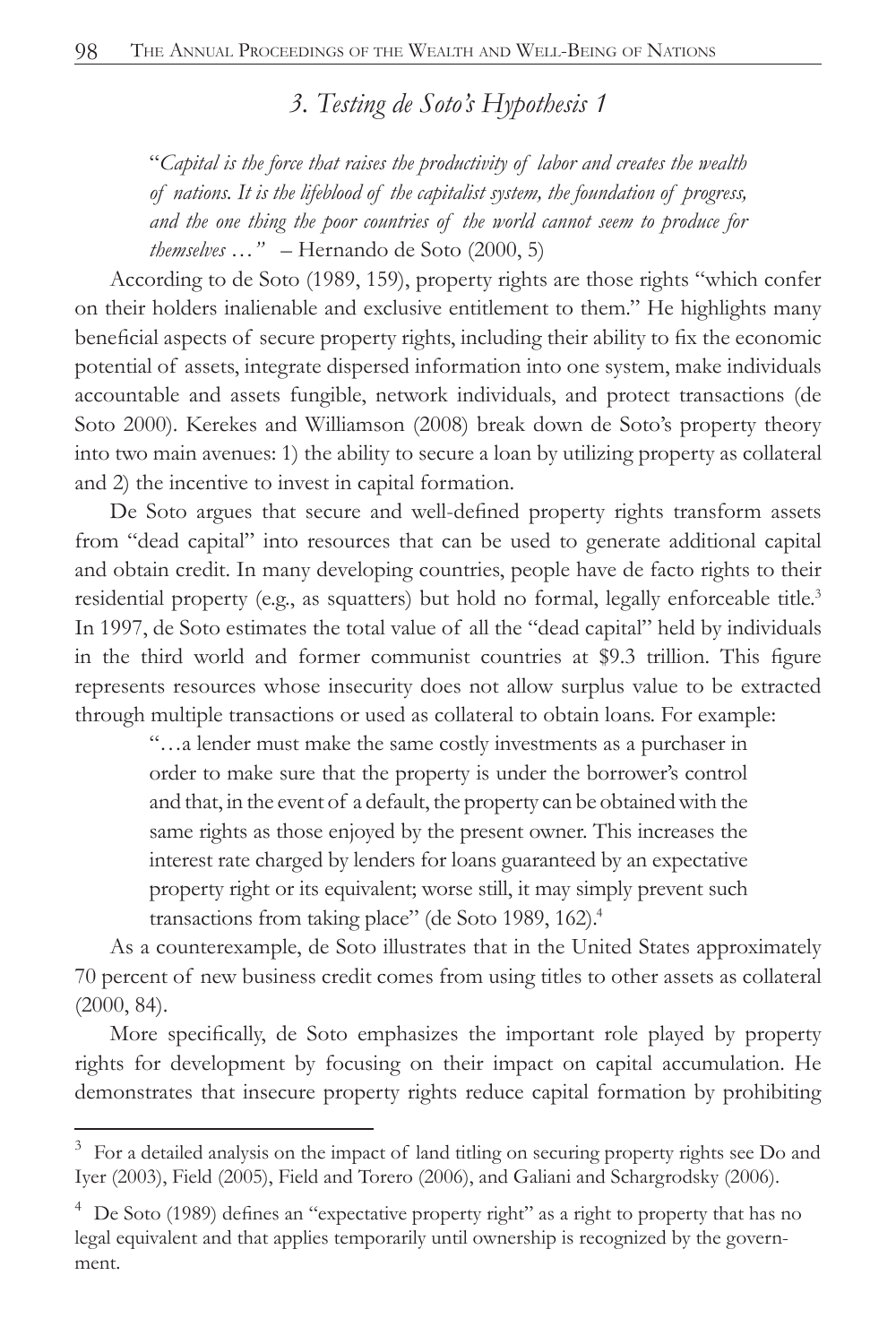### *3. Testing de Soto's Hypothesis 1*

> "*Capital is the force that raises the productivity of labor and creates the wealth of nations. It is the lifeblood of the capitalist system, the foundation of progress, and the one thing the poor countries of the world cannot seem to produce for themselves …*" – Hernando de Soto (2000, 5)

According to de Soto (1989, 159), property rights are those rights "which confer on their holders inalienable and exclusive entitlement to them." He highlights many beneficial aspects of secure property rights, including their ability to fix the economic potential of assets, integrate dispersed information into one system, make individuals accountable and assets fungible, network individuals, and protect transactions (de Soto 2000). Kerekes and Williamson (2008) break down de Soto's property theory into two main avenues: 1) the ability to secure a loan by utilizing property as collateral and 2) the incentive to invest in capital formation.

De Soto argues that secure and well-defined property rights transform assets from "dead capital" into resources that can be used to generate additional capital and obtain credit. In many developing countries, people have de facto rights to their residential property (e.g., as squatters) but hold no formal, legally enforceable title.[3] In 1997, de Soto estimates the total value of all the "dead capital" held by individuals in the third world and former communist countries at $9.3 trillion. This figure represents resources whose insecurity does not allow surplus value to be extracted through multiple transactions or used as collateral to obtain loans. For example:

> "…a lender must make the same costly investments as a purchaser in order to make sure that the property is under the borrower's control and that, in the event of a default, the property can be obtained with the same rights as those enjoyed by the present owner. This increases the interest rate charged by lenders for loans guaranteed by an expectative property right or its equivalent; worse still, it may simply prevent such transactions from taking place" (de Soto 1989, 162).[4]

As a counterexample, de Soto illustrates that in the United States approximately 70 percent of new business credit comes from using titles to other assets as collateral (2000, 84).

More specifically, de Soto emphasizes the important role played by property rights for development by focusing on their impact on capital accumulation. He demonstrates that insecure property rights reduce capital formation by prohibiting

---

[3] For a detailed analysis on the impact of land titling on securing property rights see Do and Iyer (2003), Field (2005), Field and Torero (2006), and Galiani and Schargrodsky (2006).

[4] De Soto (1989) defines an "expectative property right" as a right to property that has no legal equivalent and that applies temporarily until ownership is recognized by the government.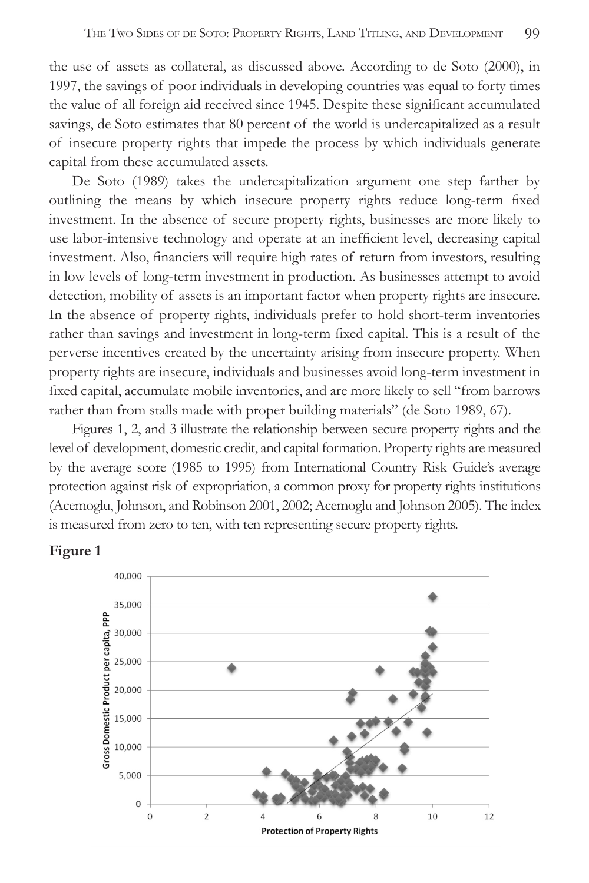the use of assets as collateral, as discussed above. According to de Soto (2000), in 1997, the savings of poor individuals in developing countries was equal to forty times the value of all foreign aid received since 1945. Despite these significant accumulated savings, de Soto estimates that 80 percent of the world is undercapitalized as a result of insecure property rights that impede the process by which individuals generate capital from these accumulated assets.

De Soto (1989) takes the undercapitalization argument one step farther by outlining the means by which insecure property rights reduce long-term fixed investment. In the absence of secure property rights, businesses are more likely to use labor-intensive technology and operate at an inefficient level, decreasing capital investment. Also, financiers will require high rates of return from investors, resulting in low levels of long-term investment in production. As businesses attempt to avoid detection, mobility of assets is an important factor when property rights are insecure. In the absence of property rights, individuals prefer to hold short-term inventories rather than savings and investment in long-term fixed capital. This is a result of the perverse incentives created by the uncertainty arising from insecure property. When property rights are insecure, individuals and businesses avoid long-term investment in fixed capital, accumulate mobile inventories, and are more likely to sell "from barrows rather than from stalls made with proper building materials" (de Soto 1989, 67).

Figures 1, 2, and 3 illustrate the relationship between secure property rights and the level of development, domestic credit, and capital formation. Property rights are measured by the average score (1985 to 1995) from International Country Risk Guide's average protection against risk of expropriation, a common proxy for property rights institutions (Acemoglu, Johnson, and Robinson 2001, 2002; Acemoglu and Johnson 2005). The index is measured from zero to ten, with ten representing secure property rights.

**Figure 1**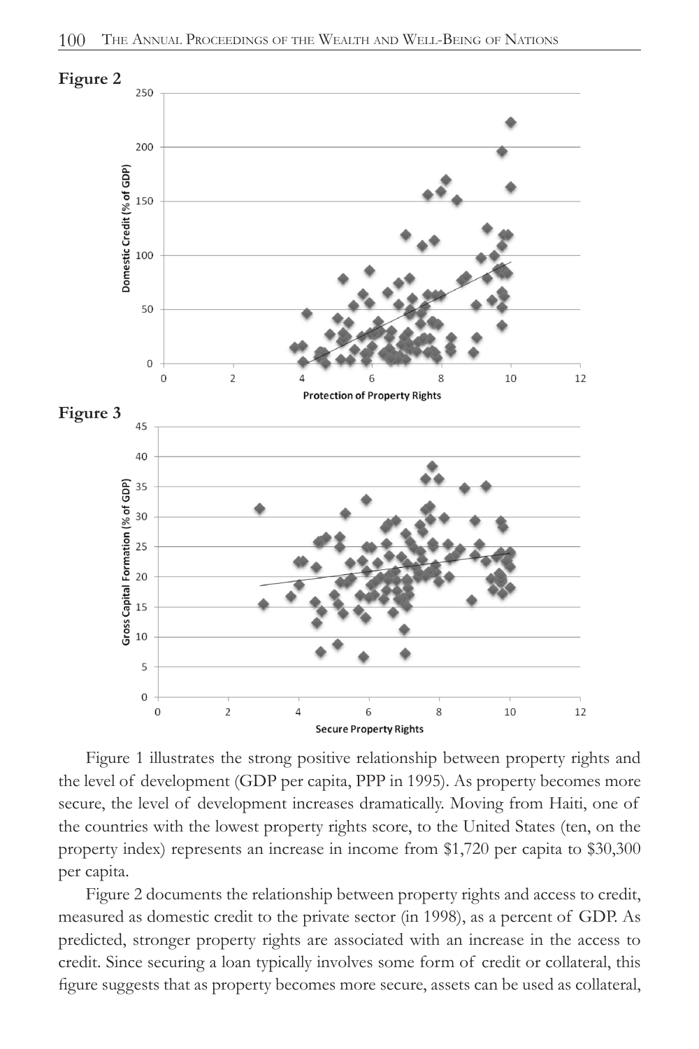**Figure 2**

**Figure 3**

Figure 1 illustrates the strong positive relationship between property rights and the level of development (GDP per capita, PPP in 1995). As property becomes more secure, the level of development increases dramatically. Moving from Haiti, one of the countries with the lowest property rights score, to the United States (ten, on the property index) represents an increase in income from $1,720 per capita to $30,300 per capita.

Figure 2 documents the relationship between property rights and access to credit, measured as domestic credit to the private sector (in 1998), as a percent of GDP. As predicted, stronger property rights are associated with an increase in the access to credit. Since securing a loan typically involves some form of credit or collateral, this figure suggests that as property becomes more secure, assets can be used as collateral,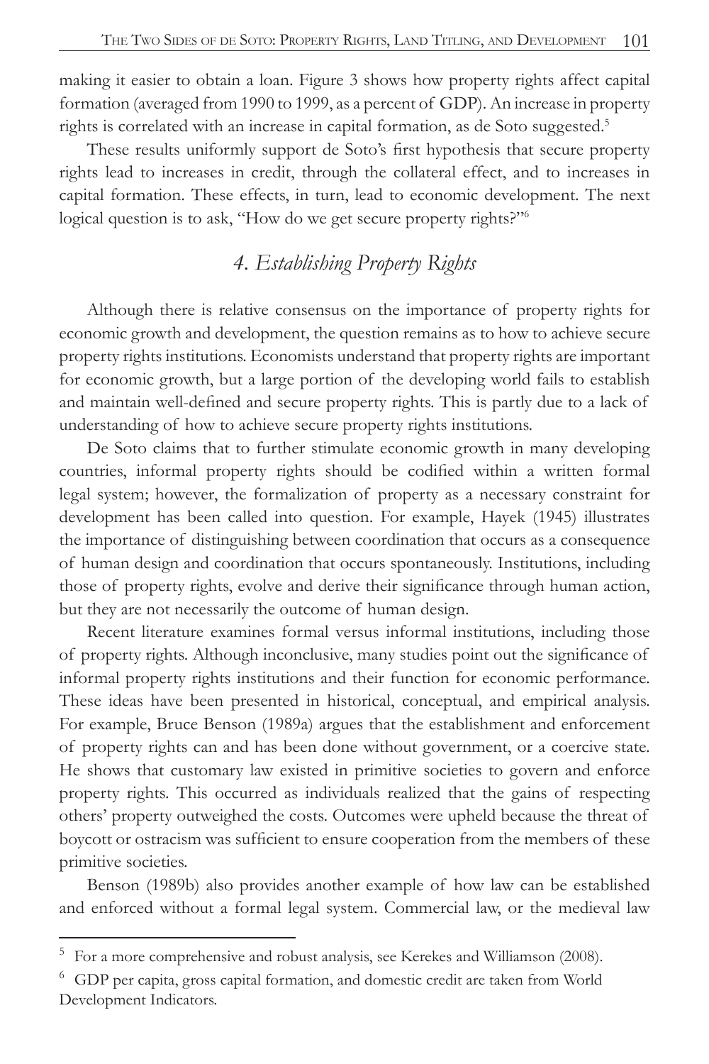making it easier to obtain a loan. Figure 3 shows how property rights affect capital formation (averaged from 1990 to 1999, as a percent of GDP). An increase in property rights is correlated with an increase in capital formation, as de Soto suggested.[5]

These results uniformly support de Soto's first hypothesis that secure property rights lead to increases in credit, through the collateral effect, and to increases in capital formation. These effects, in turn, lead to economic development. The next logical question is to ask, "How do we get secure property rights?"[6]

## *4. Establishing Property Rights*

Although there is relative consensus on the importance of property rights for economic growth and development, the question remains as to how to achieve secure property rights institutions. Economists understand that property rights are important for economic growth, but a large portion of the developing world fails to establish and maintain well-defined and secure property rights. This is partly due to a lack of understanding of how to achieve secure property rights institutions.

De Soto claims that to further stimulate economic growth in many developing countries, informal property rights should be codified within a written formal legal system; however, the formalization of property as a necessary constraint for development has been called into question. For example, Hayek (1945) illustrates the importance of distinguishing between coordination that occurs as a consequence of human design and coordination that occurs spontaneously. Institutions, including those of property rights, evolve and derive their significance through human action, but they are not necessarily the outcome of human design.

Recent literature examines formal versus informal institutions, including those of property rights. Although inconclusive, many studies point out the significance of informal property rights institutions and their function for economic performance. These ideas have been presented in historical, conceptual, and empirical analysis. For example, Bruce Benson (1989a) argues that the establishment and enforcement of property rights can and has been done without government, or a coercive state. He shows that customary law existed in primitive societies to govern and enforce property rights. This occurred as individuals realized that the gains of respecting others' property outweighed the costs. Outcomes were upheld because the threat of boycott or ostracism was sufficient to ensure cooperation from the members of these primitive societies.

Benson (1989b) also provides another example of how law can be established and enforced without a formal legal system. Commercial law, or the medieval law

---

[5] For a more comprehensive and robust analysis, see Kerekes and Williamson (2008).

[6] GDP per capita, gross capital formation, and domestic credit are taken from World Development Indicators.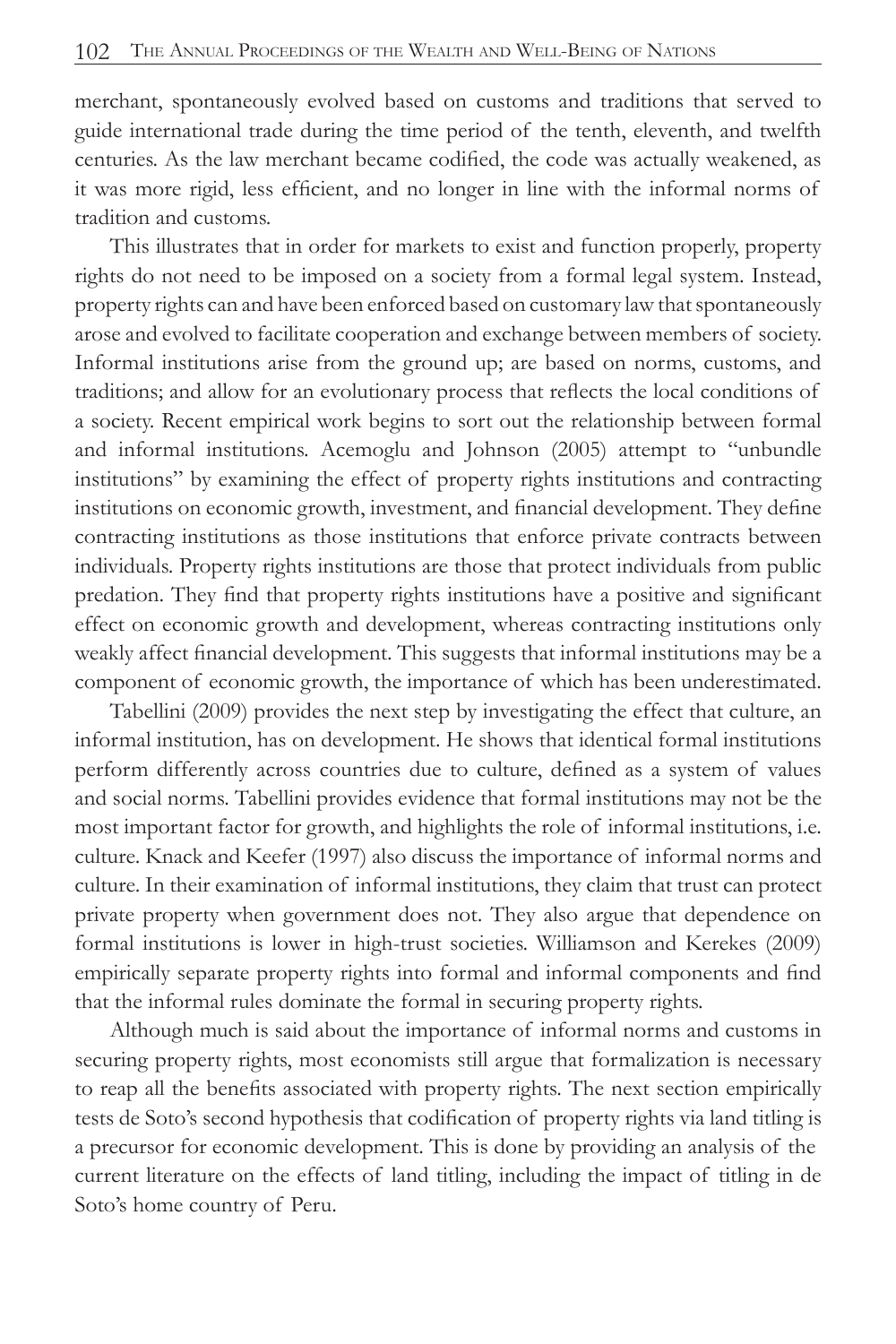merchant, spontaneously evolved based on customs and traditions that served to guide international trade during the time period of the tenth, eleventh, and twelfth centuries. As the law merchant became codified, the code was actually weakened, as it was more rigid, less efficient, and no longer in line with the informal norms of tradition and customs.

This illustrates that in order for markets to exist and function properly, property rights do not need to be imposed on a society from a formal legal system. Instead, property rights can and have been enforced based on customary law that spontaneously arose and evolved to facilitate cooperation and exchange between members of society. Informal institutions arise from the ground up; are based on norms, customs, and traditions; and allow for an evolutionary process that reflects the local conditions of a society. Recent empirical work begins to sort out the relationship between formal and informal institutions. Acemoglu and Johnson (2005) attempt to "unbundle institutions" by examining the effect of property rights institutions and contracting institutions on economic growth, investment, and financial development. They define contracting institutions as those institutions that enforce private contracts between individuals. Property rights institutions are those that protect individuals from public predation. They find that property rights institutions have a positive and significant effect on economic growth and development, whereas contracting institutions only weakly affect financial development. This suggests that informal institutions may be a component of economic growth, the importance of which has been underestimated.

Tabellini (2009) provides the next step by investigating the effect that culture, an informal institution, has on development. He shows that identical formal institutions perform differently across countries due to culture, defined as a system of values and social norms. Tabellini provides evidence that formal institutions may not be the most important factor for growth, and highlights the role of informal institutions, i.e. culture. Knack and Keefer (1997) also discuss the importance of informal norms and culture. In their examination of informal institutions, they claim that trust can protect private property when government does not. They also argue that dependence on formal institutions is lower in high-trust societies. Williamson and Kerekes (2009) empirically separate property rights into formal and informal components and find that the informal rules dominate the formal in securing property rights.

Although much is said about the importance of informal norms and customs in securing property rights, most economists still argue that formalization is necessary to reap all the benefits associated with property rights. The next section empirically tests de Soto's second hypothesis that codification of property rights via land titling is a precursor for economic development. This is done by providing an analysis of the current literature on the effects of land titling, including the impact of titling in de Soto's home country of Peru.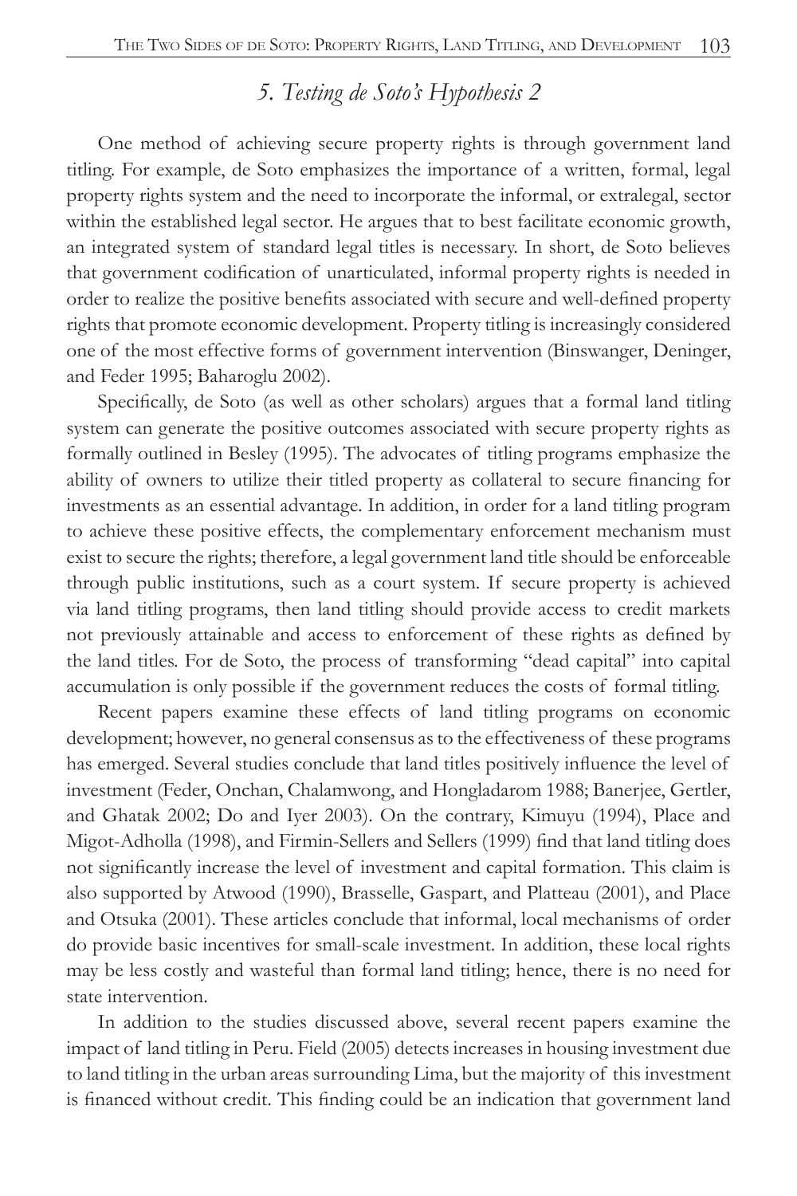## *5. Testing de Soto's Hypothesis 2*

One method of achieving secure property rights is through government land titling. For example, de Soto emphasizes the importance of a written, formal, legal property rights system and the need to incorporate the informal, or extralegal, sector within the established legal sector. He argues that to best facilitate economic growth, an integrated system of standard legal titles is necessary. In short, de Soto believes that government codification of unarticulated, informal property rights is needed in order to realize the positive benefits associated with secure and well-defined property rights that promote economic development. Property titling is increasingly considered one of the most effective forms of government intervention (Binswanger, Deninger, and Feder 1995; Baharoglu 2002).

Specifically, de Soto (as well as other scholars) argues that a formal land titling system can generate the positive outcomes associated with secure property rights as formally outlined in Besley (1995). The advocates of titling programs emphasize the ability of owners to utilize their titled property as collateral to secure financing for investments as an essential advantage. In addition, in order for a land titling program to achieve these positive effects, the complementary enforcement mechanism must exist to secure the rights; therefore, a legal government land title should be enforceable through public institutions, such as a court system. If secure property is achieved via land titling programs, then land titling should provide access to credit markets not previously attainable and access to enforcement of these rights as defined by the land titles. For de Soto, the process of transforming "dead capital" into capital accumulation is only possible if the government reduces the costs of formal titling.

Recent papers examine these effects of land titling programs on economic development; however, no general consensus as to the effectiveness of these programs has emerged. Several studies conclude that land titles positively influence the level of investment (Feder, Onchan, Chalamwong, and Hongladarom 1988; Banerjee, Gertler, and Ghatak 2002; Do and Iyer 2003). On the contrary, Kimuyu (1994), Place and Migot-Adholla (1998), and Firmin-Sellers and Sellers (1999) find that land titling does not significantly increase the level of investment and capital formation. This claim is also supported by Atwood (1990), Brasselle, Gaspart, and Platteau (2001), and Place and Otsuka (2001). These articles conclude that informal, local mechanisms of order do provide basic incentives for small-scale investment. In addition, these local rights may be less costly and wasteful than formal land titling; hence, there is no need for state intervention.

In addition to the studies discussed above, several recent papers examine the impact of land titling in Peru. Field (2005) detects increases in housing investment due to land titling in the urban areas surrounding Lima, but the majority of this investment is financed without credit. This finding could be an indication that government land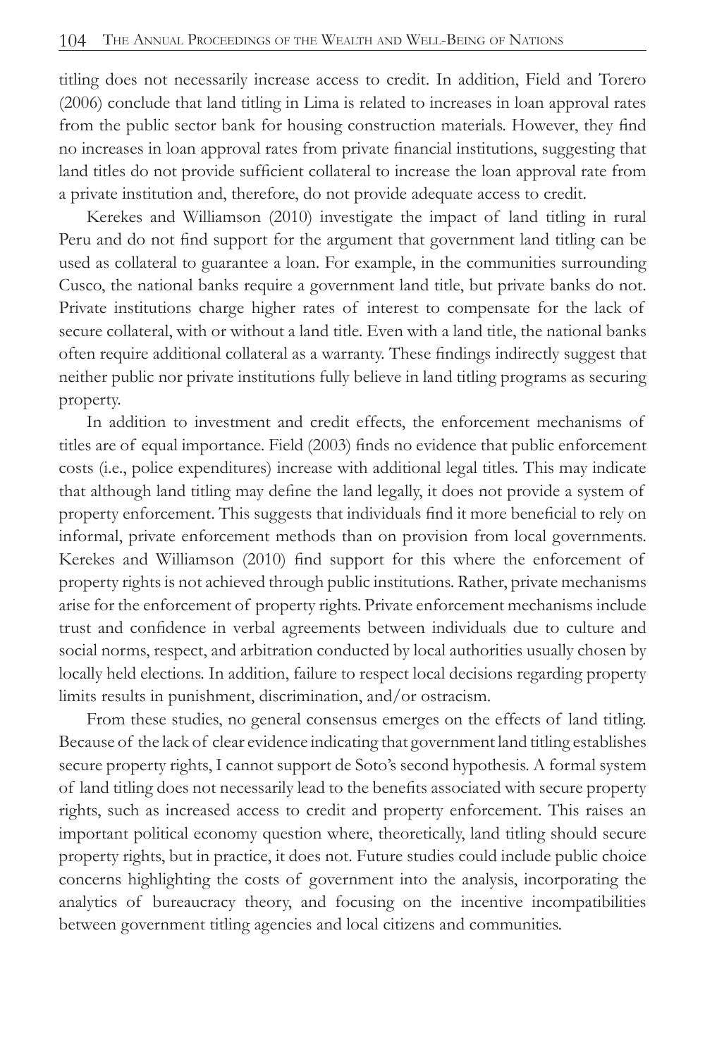titling does not necessarily increase access to credit. In addition, Field and Torero (2006) conclude that land titling in Lima is related to increases in loan approval rates from the public sector bank for housing construction materials. However, they find no increases in loan approval rates from private financial institutions, suggesting that land titles do not provide sufficient collateral to increase the loan approval rate from a private institution and, therefore, do not provide adequate access to credit.

Kerekes and Williamson (2010) investigate the impact of land titling in rural Peru and do not find support for the argument that government land titling can be used as collateral to guarantee a loan. For example, in the communities surrounding Cusco, the national banks require a government land title, but private banks do not. Private institutions charge higher rates of interest to compensate for the lack of secure collateral, with or without a land title. Even with a land title, the national banks often require additional collateral as a warranty. These findings indirectly suggest that neither public nor private institutions fully believe in land titling programs as securing property.

In addition to investment and credit effects, the enforcement mechanisms of titles are of equal importance. Field (2003) finds no evidence that public enforcement costs (i.e., police expenditures) increase with additional legal titles. This may indicate that although land titling may define the land legally, it does not provide a system of property enforcement. This suggests that individuals find it more beneficial to rely on informal, private enforcement methods than on provision from local governments. Kerekes and Williamson (2010) find support for this where the enforcement of property rights is not achieved through public institutions. Rather, private mechanisms arise for the enforcement of property rights. Private enforcement mechanisms include trust and confidence in verbal agreements between individuals due to culture and social norms, respect, and arbitration conducted by local authorities usually chosen by locally held elections. In addition, failure to respect local decisions regarding property limits results in punishment, discrimination, and/or ostracism.

From these studies, no general consensus emerges on the effects of land titling. Because of the lack of clear evidence indicating that government land titling establishes secure property rights, I cannot support de Soto's second hypothesis. A formal system of land titling does not necessarily lead to the benefits associated with secure property rights, such as increased access to credit and property enforcement. This raises an important political economy question where, theoretically, land titling should secure property rights, but in practice, it does not. Future studies could include public choice concerns highlighting the costs of government into the analysis, incorporating the analytics of bureaucracy theory, and focusing on the incentive incompatibilities between government titling agencies and local citizens and communities.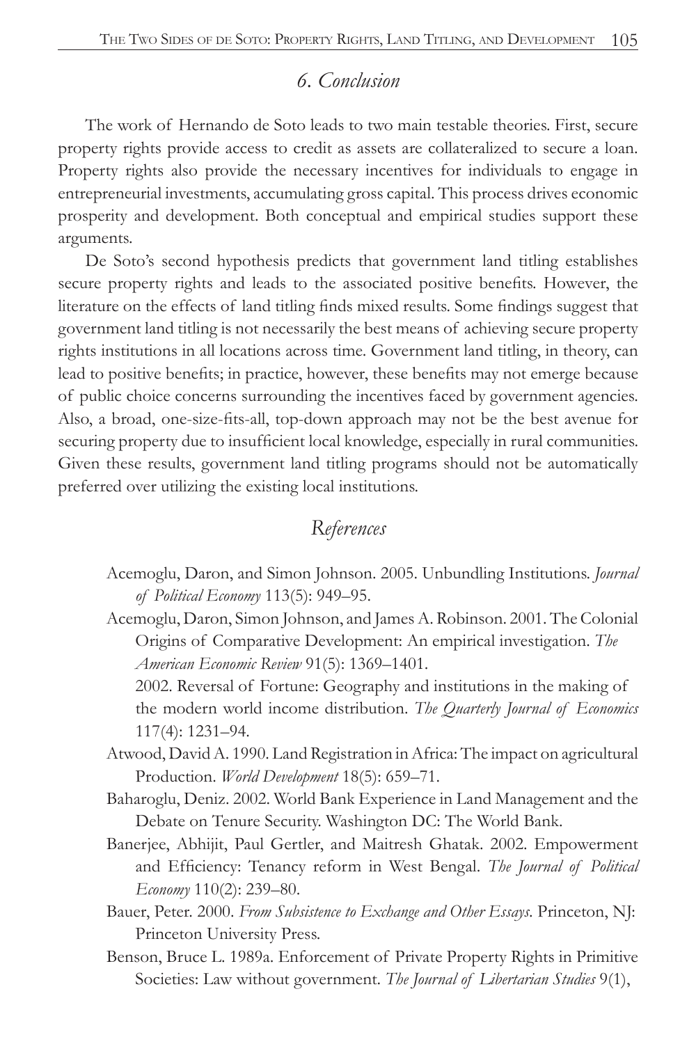## 6. Conclusion

The work of Hernando de Soto leads to two main testable theories. First, secure property rights provide access to credit as assets are collateralized to secure a loan. Property rights also provide the necessary incentives for individuals to engage in entrepreneurial investments, accumulating gross capital. This process drives economic prosperity and development. Both conceptual and empirical studies support these arguments.

De Soto's second hypothesis predicts that government land titling establishes secure property rights and leads to the associated positive benefits. However, the literature on the effects of land titling finds mixed results. Some findings suggest that government land titling is not necessarily the best means of achieving secure property rights institutions in all locations across time. Government land titling, in theory, can lead to positive benefits; in practice, however, these benefits may not emerge because of public choice concerns surrounding the incentives faced by government agencies. Also, a broad, one-size-fits-all, top-down approach may not be the best avenue for securing property due to insufficient local knowledge, especially in rural communities. Given these results, government land titling programs should not be automatically preferred over utilizing the existing local institutions.

## References

Acemoglu, Daron, and Simon Johnson. 2005. Unbundling Institutions. *Journal of Political Economy* 113(5): 949–95.

Acemoglu, Daron, Simon Johnson, and James A. Robinson. 2001. The Colonial Origins of Comparative Development: An empirical investigation. *The American Economic Review* 91(5): 1369–1401.

2002. Reversal of Fortune: Geography and institutions in the making of the modern world income distribution. *The Quarterly Journal of Economics* 117(4): 1231–94.

Atwood, David A. 1990. Land Registration in Africa: The impact on agricultural Production. *World Development* 18(5): 659–71.

Baharoglu, Deniz. 2002. World Bank Experience in Land Management and the Debate on Tenure Security. Washington DC: The World Bank.

Banerjee, Abhijit, Paul Gertler, and Maitresh Ghatak. 2002. Empowerment and Efficiency: Tenancy reform in West Bengal. *The Journal of Political Economy* 110(2): 239–80.

Bauer, Peter. 2000. *From Subsistence to Exchange and Other Essays*. Princeton, NJ: Princeton University Press.

Benson, Bruce L. 1989a. Enforcement of Private Property Rights in Primitive Societies: Law without government. *The Journal of Libertarian Studies* 9(1),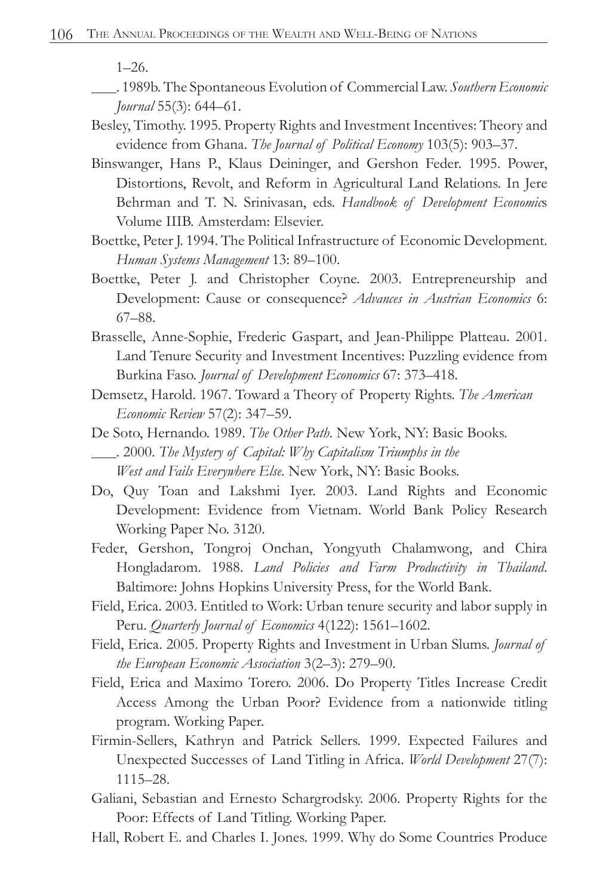1–26.

\_\_\_\_. 1989b. The Spontaneous Evolution of Commercial Law. *Southern Economic Journal* 55(3): 644–61.

Besley, Timothy. 1995. Property Rights and Investment Incentives: Theory and evidence from Ghana. *The Journal of Political Economy* 103(5): 903–37.

Binswanger, Hans P., Klaus Deininger, and Gershon Feder. 1995. Power, Distortions, Revolt, and Reform in Agricultural Land Relations. In Jere Behrman and T. N. Srinivasan, eds. *Handbook of Development Economics* Volume IIIB. Amsterdam: Elsevier.

Boettke, Peter J. 1994. The Political Infrastructure of Economic Development. *Human Systems Management* 13: 89–100.

Boettke, Peter J. and Christopher Coyne. 2003. Entrepreneurship and Development: Cause or consequence? *Advances in Austrian Economics* 6: 67–88.

Brasselle, Anne-Sophie, Frederic Gaspart, and Jean-Philippe Platteau. 2001. Land Tenure Security and Investment Incentives: Puzzling evidence from Burkina Faso. *Journal of Development Economics* 67: 373–418.

Demsetz, Harold. 1967. Toward a Theory of Property Rights. *The American Economic Review* 57(2): 347–59.

De Soto, Hernando. 1989. *The Other Path*. New York, NY: Basic Books.

\_\_\_\_. 2000. *The Mystery of Capital: Why Capitalism Triumphs in the West and Fails Everywhere Else*. New York, NY: Basic Books.

Do, Quy Toan and Lakshmi Iyer. 2003. Land Rights and Economic Development: Evidence from Vietnam. World Bank Policy Research Working Paper No. 3120.

Feder, Gershon, Tongroj Onchan, Yongyuth Chalamwong, and Chira Hongladarom. 1988. *Land Policies and Farm Productivity in Thailand*. Baltimore: Johns Hopkins University Press, for the World Bank.

Field, Erica. 2003. Entitled to Work: Urban tenure security and labor supply in Peru. *Quarterly Journal of Economics* 4(122): 1561–1602.

Field, Erica. 2005. Property Rights and Investment in Urban Slums. *Journal of the European Economic Association* 3(2–3): 279–90.

Field, Erica and Maximo Torero. 2006. Do Property Titles Increase Credit Access Among the Urban Poor? Evidence from a nationwide titling program. Working Paper.

Firmin-Sellers, Kathryn and Patrick Sellers. 1999. Expected Failures and Unexpected Successes of Land Titling in Africa. *World Development* 27(7): 1115–28.

Galiani, Sebastian and Ernesto Schargrodsky. 2006. Property Rights for the Poor: Effects of Land Titling. Working Paper.

Hall, Robert E. and Charles I. Jones. 1999. Why do Some Countries Produce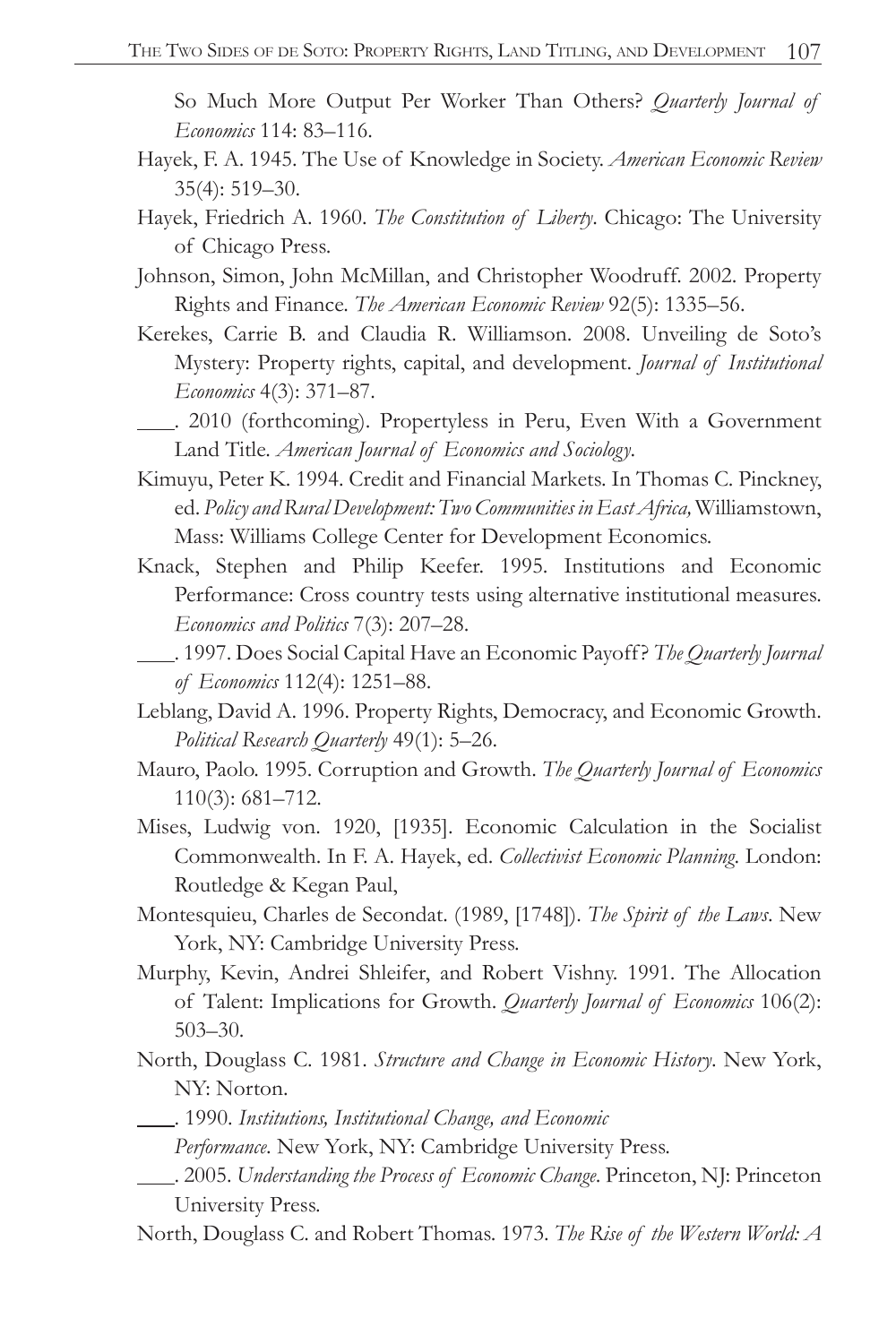So Much More Output Per Worker Than Others? *Quarterly Journal of Economics* 114: 83–116.

Hayek, F. A. 1945. The Use of Knowledge in Society. *American Economic Review* 35(4): 519–30.

Hayek, Friedrich A. 1960. *The Constitution of Liberty*. Chicago: The University of Chicago Press.

Johnson, Simon, John McMillan, and Christopher Woodruff. 2002. Property Rights and Finance. *The American Economic Review* 92(5): 1335–56.

Kerekes, Carrie B. and Claudia R. Williamson. 2008. Unveiling de Soto's Mystery: Property rights, capital, and development. *Journal of Institutional Economics* 4(3): 371–87.

\_\_\_\_. 2010 (forthcoming). Propertyless in Peru, Even With a Government Land Title. *American Journal of Economics and Sociology*.

Kimuyu, Peter K. 1994. Credit and Financial Markets. In Thomas C. Pinckney, ed. *Policy and Rural Development: Two Communities in East Africa,* Williamstown, Mass: Williams College Center for Development Economics.

Knack, Stephen and Philip Keefer. 1995. Institutions and Economic Performance: Cross country tests using alternative institutional measures. *Economics and Politics* 7(3): 207–28.

\_\_\_\_. 1997. Does Social Capital Have an Economic Payoff? *The Quarterly Journal of Economics* 112(4): 1251–88.

Leblang, David A. 1996. Property Rights, Democracy, and Economic Growth. *Political Research Quarterly* 49(1): 5–26.

Mauro, Paolo. 1995. Corruption and Growth. *The Quarterly Journal of Economics* 110(3): 681–712.

Mises, Ludwig von. 1920, [1935]. Economic Calculation in the Socialist Commonwealth. In F. A. Hayek, ed. *Collectivist Economic Planning*. London: Routledge & Kegan Paul,

Montesquieu, Charles de Secondat. (1989, [1748]). *The Spirit of the Laws*. New York, NY: Cambridge University Press.

Murphy, Kevin, Andrei Shleifer, and Robert Vishny. 1991. The Allocation of Talent: Implications for Growth. *Quarterly Journal of Economics* 106(2): 503–30.

North, Douglass C. 1981. *Structure and Change in Economic History*. New York, NY: Norton.

\_\_\_\_. 1990. *Institutions, Institutional Change, and Economic Performance*. New York, NY: Cambridge University Press.

\_\_\_\_. 2005. *Understanding the Process of Economic Change*. Princeton, NJ: Princeton University Press.

North, Douglass C. and Robert Thomas. 1973. *The Rise of the Western World: A*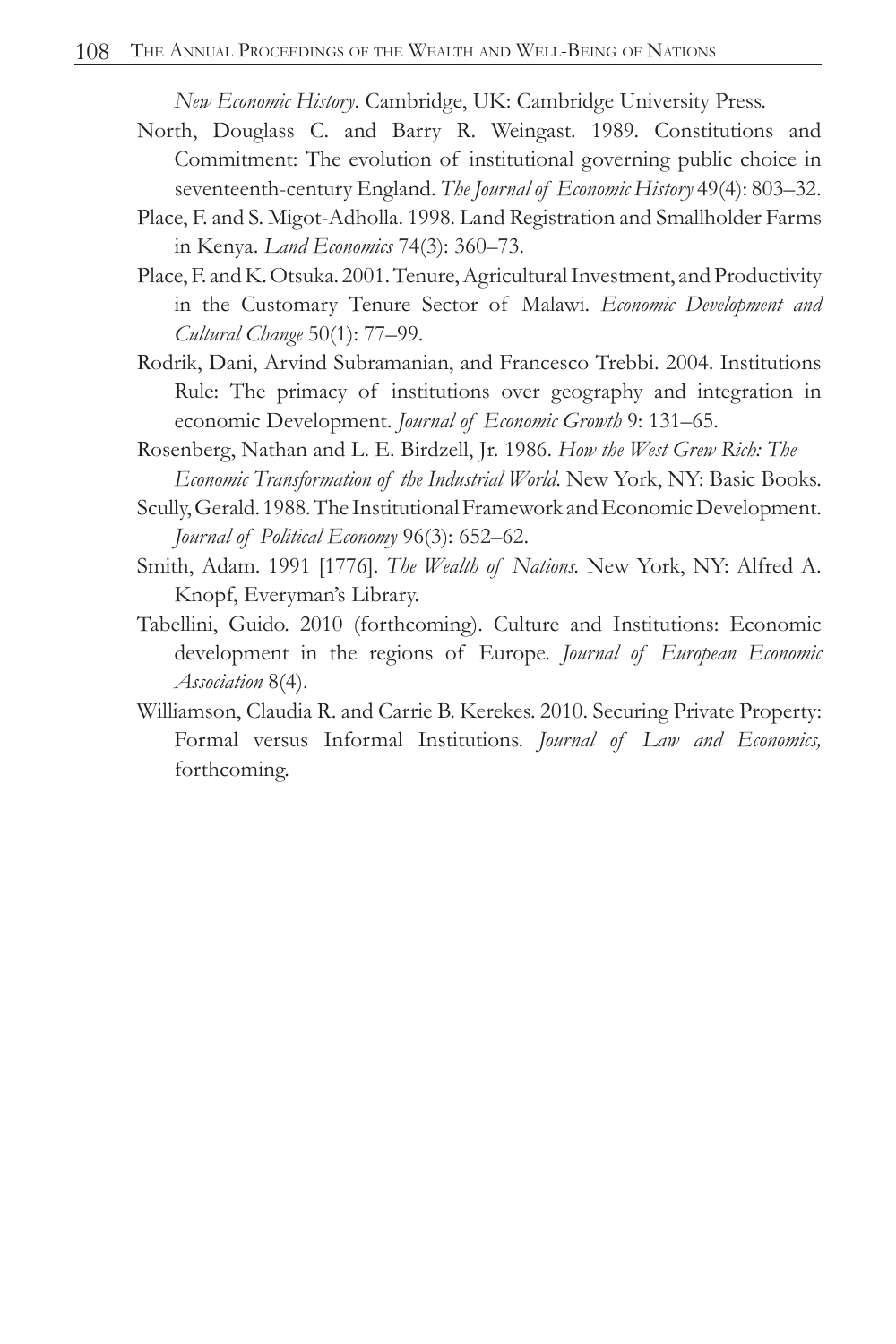*New Economic History*. Cambridge, UK: Cambridge University Press.

North, Douglass C. and Barry R. Weingast. 1989. Constitutions and Commitment: The evolution of institutional governing public choice in seventeenth-century England. *The Journal of Economic History* 49(4): 803–32.

Place, F. and S. Migot-Adholla. 1998. Land Registration and Smallholder Farms in Kenya. *Land Economics* 74(3): 360–73.

Place, F. and K. Otsuka. 2001. Tenure, Agricultural Investment, and Productivity in the Customary Tenure Sector of Malawi. *Economic Development and Cultural Change* 50(1): 77–99.

Rodrik, Dani, Arvind Subramanian, and Francesco Trebbi. 2004. Institutions Rule: The primacy of institutions over geography and integration in economic Development. *Journal of Economic Growth* 9: 131–65.

Rosenberg, Nathan and L. E. Birdzell, Jr. 1986. *How the West Grew Rich: The Economic Transformation of the Industrial World*. New York, NY: Basic Books.

Scully, Gerald. 1988. The Institutional Framework and Economic Development. *Journal of Political Economy* 96(3): 652–62.

Smith, Adam. 1991 [1776]. *The Wealth of Nations*. New York, NY: Alfred A. Knopf, Everyman's Library.

Tabellini, Guido. 2010 (forthcoming). Culture and Institutions: Economic development in the regions of Europe. *Journal of European Economic Association* 8(4).

Williamson, Claudia R. and Carrie B. Kerekes. 2010. Securing Private Property: Formal versus Informal Institutions. *Journal of Law and Economics,* forthcoming.